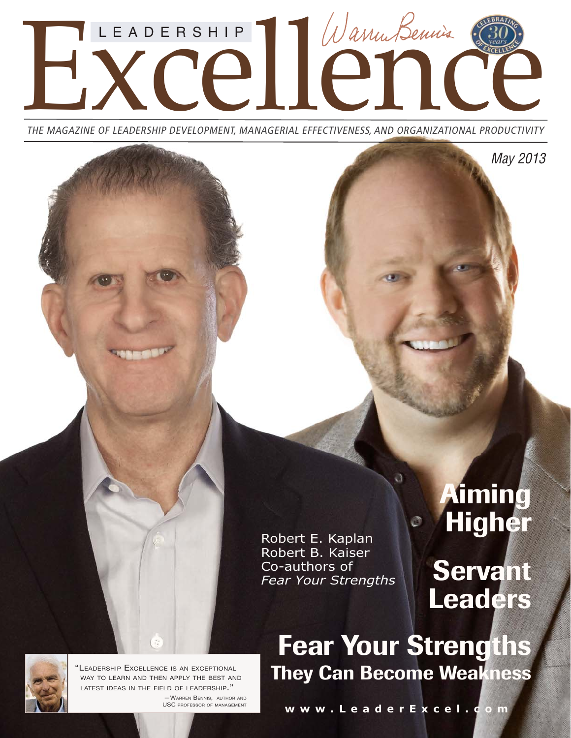# LEADERSHIP Excellence

Warren Bennis

CELEBRATING 30 years OF EXCELLENCE

*THE MAGAZINE OF LEADERSHIP DEVELOPMENT, MANAGERIAL EFFECTIVENESS, AND ORGANIZATIONAL PRODUCTIVITY*

*May 2013*

Robert E. Kaplan
Robert B. Kaiser
Co-authors of
*Fear Your Strengths*

## Aiming Higher

## Servant Leaders

## Fear Your Strengths

### They Can Become Weakness

"Leadership Excellence is an exceptional way to learn and then apply the best and latest ideas in the field of leadership."
—Warren Bennis, author and USC professor of management

www.LeaderExcel.com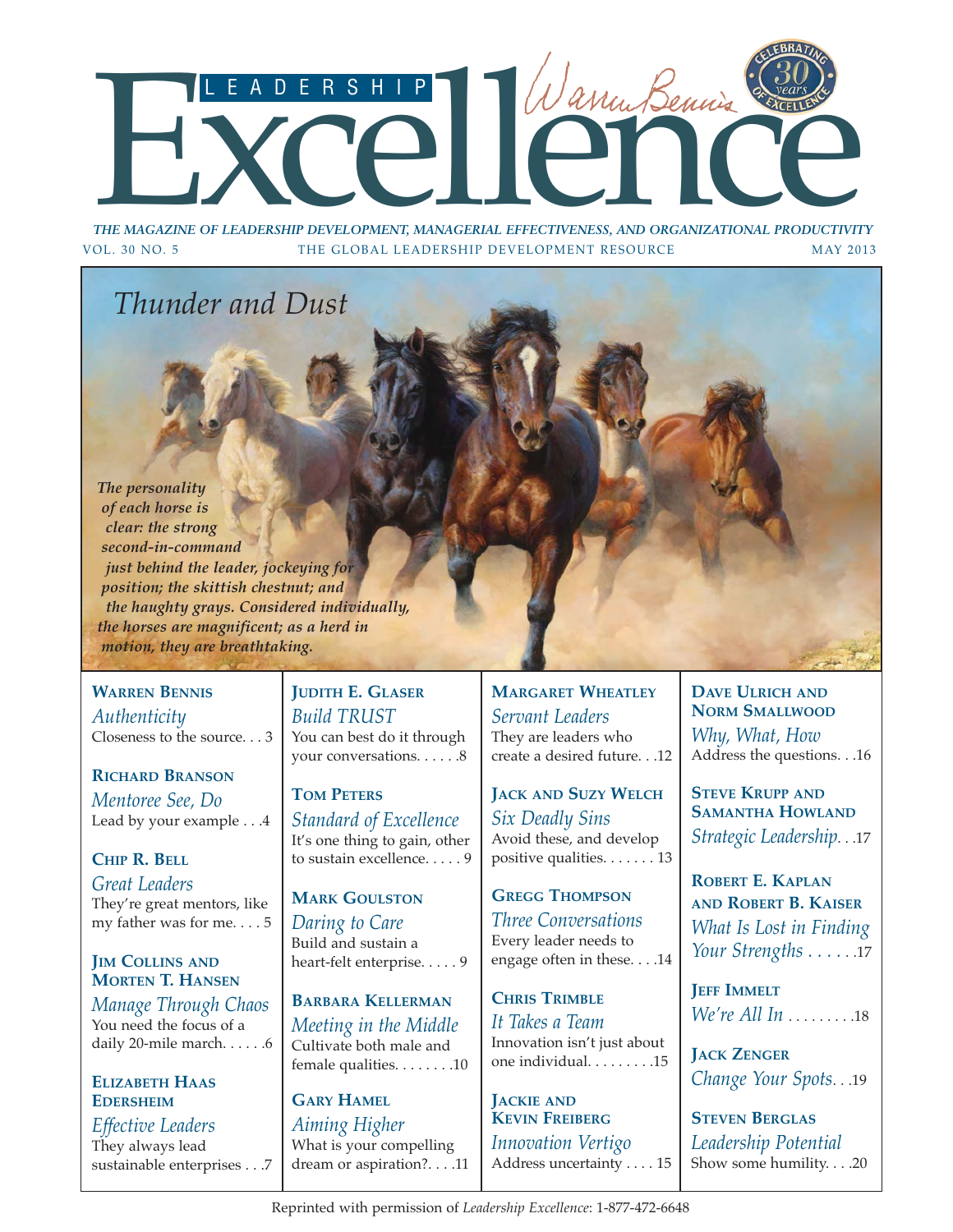# LEADERSHIP Excellence

*Warren Bennis*

CELEBRATING 30 years OF EXCELLENCE

***THE MAGAZINE OF LEADERSHIP DEVELOPMENT, MANAGERIAL EFFECTIVENESS, AND ORGANIZATIONAL PRODUCTIVITY***

VOL. 30 NO. 5 — THE GLOBAL LEADERSHIP DEVELOPMENT RESOURCE — MAY 2013

## *Thunder and Dust*

***The personality of each horse is clear: the strong second-in-command just behind the leader, jockeying for position; the skittish chestnut; and the haughty grays. Considered individually, the horses are magnificent; as a herd in motion, they are breathtaking.***

**WARREN BENNIS**
*Authenticity*
Closeness to the source. . . 3

**RICHARD BRANSON**
*Mentoree See, Do*
Lead by your example . . .4

**CHIP R. BELL**
*Great Leaders*
They're great mentors, like my father was for me. . . . 5

**JIM COLLINS AND MORTEN T. HANSEN**
*Manage Through Chaos*
You need the focus of a daily 20-mile march. . . . . .6

**ELIZABETH HAAS EDERSHEIM**
*Effective Leaders*
They always lead sustainable enterprises . . .7

**JUDITH E. GLASER**
*Build TRUST*
You can best do it through your conversations. . . . . .8

**TOM PETERS**
*Standard of Excellence*
It's one thing to gain, other to sustain excellence. . . . . 9

**MARK GOULSTON**
*Daring to Care*
Build and sustain a heart-felt enterprise. . . . . 9

**BARBARA KELLERMAN**
*Meeting in the Middle*
Cultivate both male and female qualities. . . . . . . .10

**GARY HAMEL**
*Aiming Higher*
What is your compelling dream or aspiration?. . . .11

**MARGARET WHEATLEY**
*Servant Leaders*
They are leaders who create a desired future. . .12

**JACK AND SUZY WELCH**
*Six Deadly Sins*
Avoid these, and develop positive qualities. . . . . . . 13

**GREGG THOMPSON**
*Three Conversations*
Every leader needs to engage often in these. . . .14

**CHRIS TRIMBLE**
*It Takes a Team*
Innovation isn't just about one individual. . . . . . . . .15

**JACKIE AND KEVIN FREIBERG**
*Innovation Vertigo*
Address uncertainty . . . . 15

**DAVE ULRICH AND NORM SMALLWOOD**
*Why, What, How*
Address the questions. . .16

**STEVE KRUPP AND SAMANTHA HOWLAND**
*Strategic Leadership*. . .17

**ROBERT E. KAPLAN AND ROBERT B. KAISER**
*What Is Lost in Finding Your Strengths* . . . . . .17

**JEFF IMMELT**
*We're All In* . . . . . . . . .18

**JACK ZENGER**
*Change Your Spots*. . .19

**STEVEN BERGLAS**
*Leadership Potential*
Show some humility. . . .20

Reprinted with permission of *Leadership Excellence*: 1-877-472-6648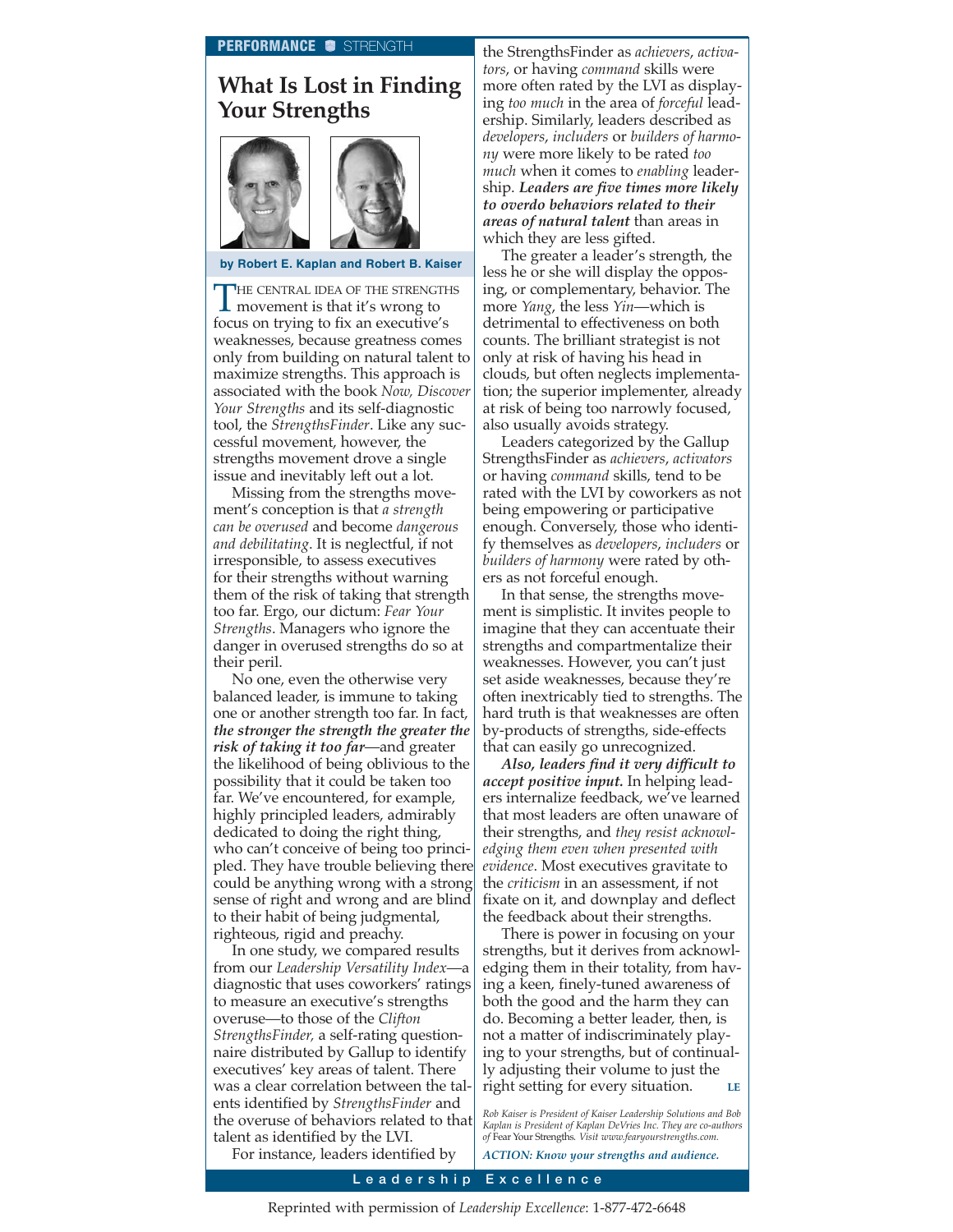PERFORMANCE ■ STRENGTH

# What Is Lost in Finding Your Strengths

**by Robert E. Kaplan and Robert B. Kaiser**

THE CENTRAL IDEA OF THE STRENGTHS movement is that it's wrong to focus on trying to fix an executive's weaknesses, because greatness comes only from building on natural talent to maximize strengths. This approach is associated with the book *Now, Discover Your Strengths* and its self-diagnostic tool, the *StrengthsFinder*. Like any successful movement, however, the strengths movement drove a single issue and inevitably left out a lot.

Missing from the strengths movement's conception is that *a strength can be overused* and become *dangerous and debilitating*. It is neglectful, if not irresponsible, to assess executives for their strengths without warning them of the risk of taking that strength too far. Ergo, our dictum: *Fear Your Strengths*. Managers who ignore the danger in overused strengths do so at their peril.

No one, even the otherwise very balanced leader, is immune to taking one or another strength too far. In fact, ***the stronger the strength the greater the risk of taking it too far***—and greater the likelihood of being oblivious to the possibility that it could be taken too far. We've encountered, for example, highly principled leaders, admirably dedicated to doing the right thing, who can't conceive of being too principled. They have trouble believing there could be anything wrong with a strong sense of right and wrong and are blind to their habit of being judgmental, righteous, rigid and preachy.

In one study, we compared results from our *Leadership Versatility Index*—a diagnostic that uses coworkers' ratings to measure an executive's strengths overuse—to those of the *Clifton StrengthsFinder,* a self-rating questionnaire distributed by Gallup to identify executives' key areas of talent. There was a clear correlation between the talents identified by *StrengthsFinder* and the overuse of behaviors related to that talent as identified by the LVI.

For instance, leaders identified by the StrengthsFinder as *achievers*, *activators*, or having *command* skills were more often rated by the LVI as displaying *too much* in the area of *forceful* leadership. Similarly, leaders described as *developers*, *includers* or *builders of harmony* were more likely to be rated *too much* when it comes to *enabling* leadership. ***Leaders are five times more likely to overdo behaviors related to their areas of natural talent*** than areas in which they are less gifted.

The greater a leader's strength, the less he or she will display the opposing, or complementary, behavior. The more *Yang*, the less *Yin*—which is detrimental to effectiveness on both counts. The brilliant strategist is not only at risk of having his head in clouds, but often neglects implementation; the superior implementer, already at risk of being too narrowly focused, also usually avoids strategy.

Leaders categorized by the Gallup StrengthsFinder as *achievers*, *activators* or having *command* skills, tend to be rated with the LVI by coworkers as not being empowering or participative enough. Conversely, those who identify themselves as *developers*, *includers* or *builders of harmony* were rated by others as not forceful enough.

In that sense, the strengths movement is simplistic. It invites people to imagine that they can accentuate their strengths and compartmentalize their weaknesses. However, you can't just set aside weaknesses, because they're often inextricably tied to strengths. The hard truth is that weaknesses are often by-products of strengths, side-effects that can easily go unrecognized.

***Also, leaders find it very difficult to accept positive input.*** In helping leaders internalize feedback, we've learned that most leaders are often unaware of their strengths, and *they resist acknowledging them even when presented with evidence*. Most executives gravitate to the *criticism* in an assessment, if not fixate on it, and downplay and deflect the feedback about their strengths.

There is power in focusing on your strengths, but it derives from acknowledging them in their totality, from having a keen, finely-tuned awareness of both the good and the harm they can do. Becoming a better leader, then, is not a matter of indiscriminately playing to your strengths, but of continually adjusting their volume to just the right setting for every situation. LE

*Rob Kaiser is President of Kaiser Leadership Solutions and Bob Kaplan is President of Kaplan DeVries Inc. They are co-authors of* Fear Your Strengths. *Visit www.fearyourstrengths.com.*

***ACTION: Know your strengths and audience.***

Leadership Excellence

Reprinted with permission of *Leadership Excellence*: 1-877-472-6648